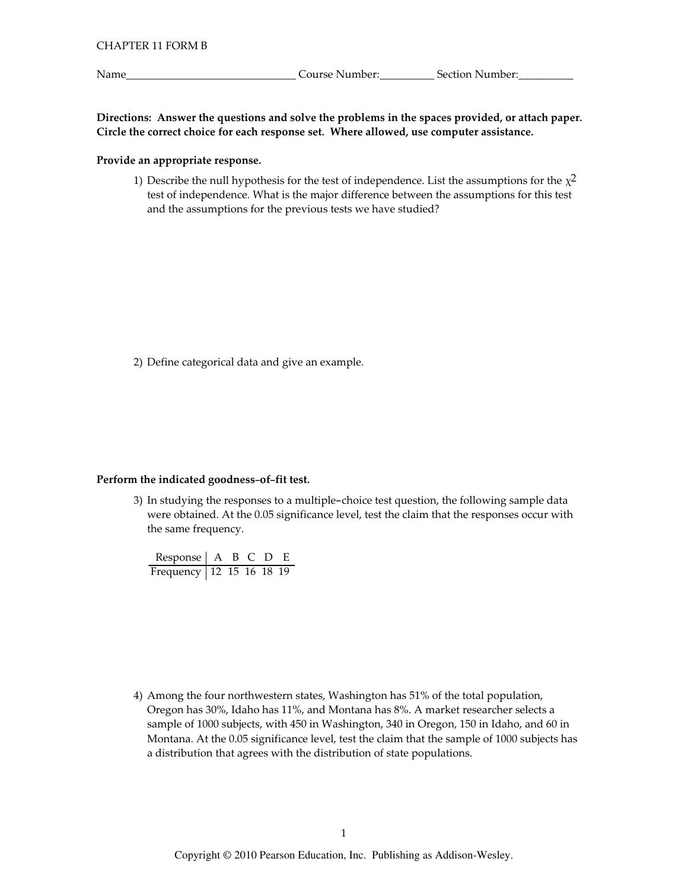CHAPTER 11 FORM B

Name______________________________ Course Number:__________ Section Number:__________

**Directions: Answer the questions and solve the problems in the spaces provided, or attach paper. Circle the correct choice for each response set. Where allowed, use computer assistance.**

**Provide an appropriate response.**

1) Describe the null hypothesis for the test of independence. List the assumptions for the $\chi^2$ test of independence. What is the major difference between the assumptions for this test and the assumptions for the previous tests we have studied?

2) Define categorical data and give an example.

**Perform the indicated goodness–of–fit test.**

3) In studying the responses to a multiple–choice test question, the following sample data were obtained. At the 0.05 significance level, test the claim that the responses occur with the same frequency.

| Response | A | B | C | D | E |
|---|---|---|---|---|---|
| Frequency | 12 | 15 | 16 | 18 | 19 |

4) Among the four northwestern states, Washington has 51% of the total population, Oregon has 30%, Idaho has 11%, and Montana has 8%. A market researcher selects a sample of 1000 subjects, with 450 in Washington, 340 in Oregon, 150 in Idaho, and 60 in Montana. At the 0.05 significance level, test the claim that the sample of 1000 subjects has a distribution that agrees with the distribution of state populations.

Copyright © 2010 Pearson Education, Inc. Publishing as Addison-Wesley.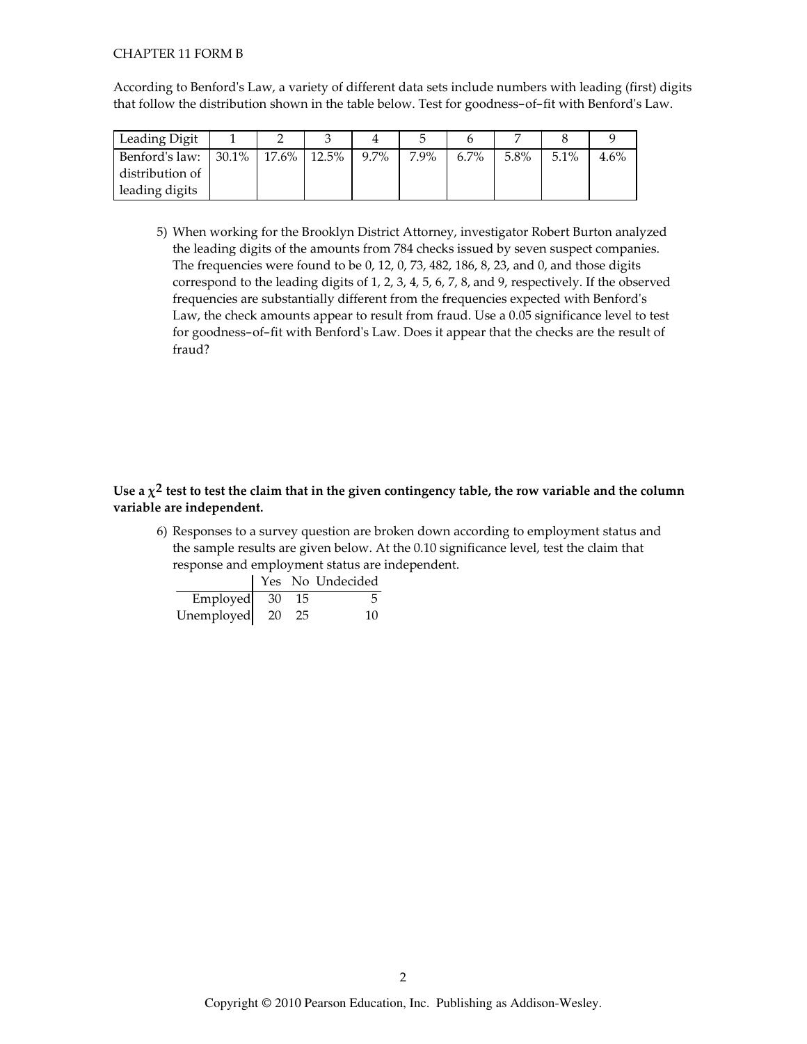CHAPTER 11 FORM B

According to Benford's Law, a variety of different data sets include numbers with leading (first) digits that follow the distribution shown in the table below. Test for goodness–of–fit with Benford's Law.

| Leading Digit | 1 | 2 | 3 | 4 | 5 | 6 | 7 | 8 | 9 |
|---|---|---|---|---|---|---|---|---|---|
| Benford's law: distribution of leading digits | 30.1% | 17.6% | 12.5% | 9.7% | 7.9% | 6.7% | 5.8% | 5.1% | 4.6% |

5) When working for the Brooklyn District Attorney, investigator Robert Burton analyzed the leading digits of the amounts from 784 checks issued by seven suspect companies. The frequencies were found to be 0, 12, 0, 73, 482, 186, 8, 23, and 0, and those digits correspond to the leading digits of 1, 2, 3, 4, 5, 6, 7, 8, and 9, respectively. If the observed frequencies are substantially different from the frequencies expected with Benford's Law, the check amounts appear to result from fraud. Use a 0.05 significance level to test for goodness–of–fit with Benford's Law. Does it appear that the checks are the result of fraud?

**Use a $\chi^2$ test to test the claim that in the given contingency table, the row variable and the column variable are independent.**

6) Responses to a survey question are broken down according to employment status and the sample results are given below. At the 0.10 significance level, test the claim that response and employment status are independent.

| | Yes | No | Undecided |
|---|---|---|---|
| Employed | 30 | 15 | 5 |
| Unemployed | 20 | 25 | 10 |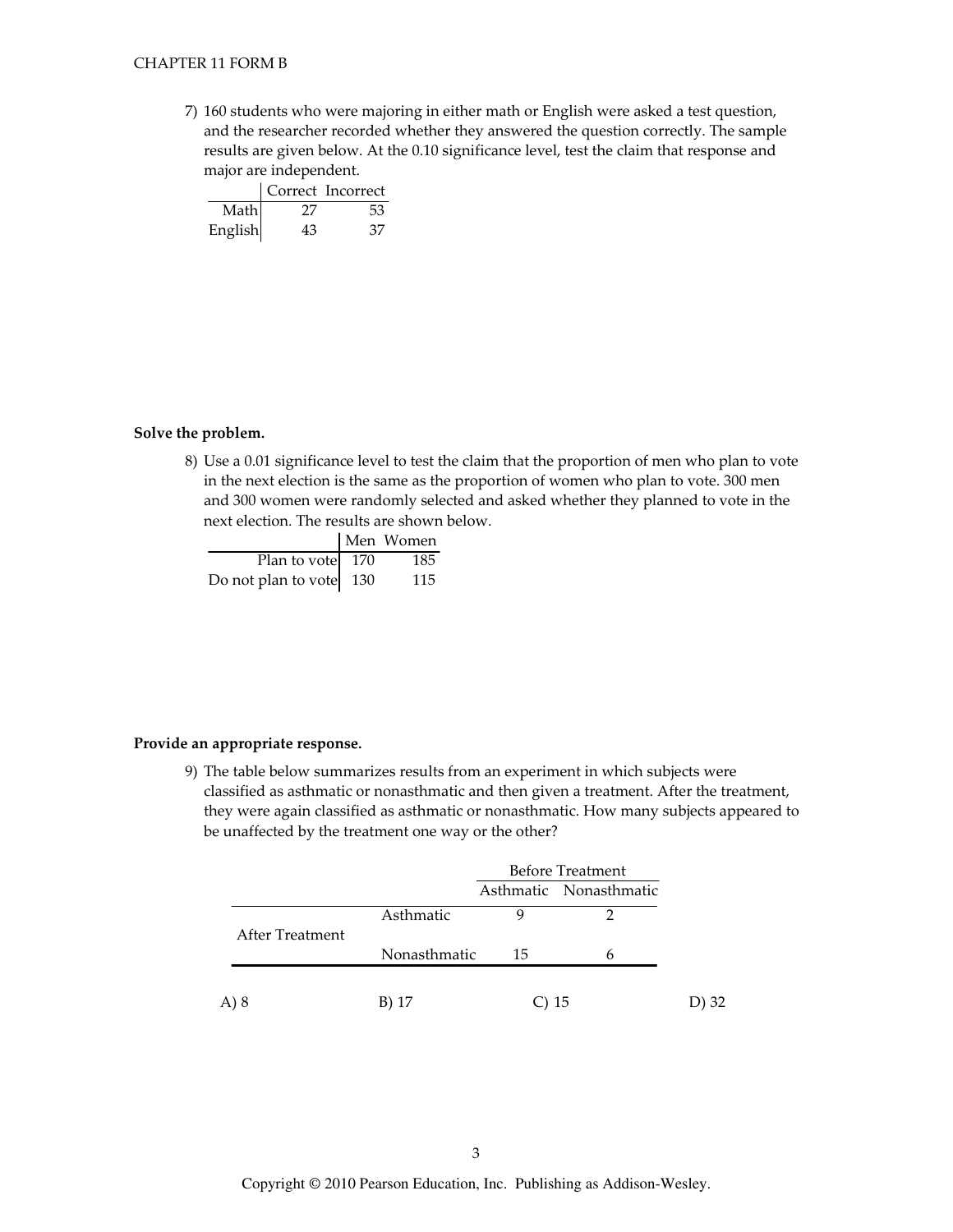7) 160 students who were majoring in either math or English were asked a test question, and the researcher recorded whether they answered the question correctly. The sample results are given below. At the 0.10 significance level, test the claim that response and major are independent.

| | Correct | Incorrect |
|---|---|---|
| Math | 27 | 53 |
| English | 43 | 37 |

**Solve the problem.**

8) Use a 0.01 significance level to test the claim that the proportion of men who plan to vote in the next election is the same as the proportion of women who plan to vote. 300 men and 300 women were randomly selected and asked whether they planned to vote in the next election. The results are shown below.

| | Men | Women |
|---|---|---|
| Plan to vote | 170 | 185 |
| Do not plan to vote | 130 | 115 |

**Provide an appropriate response.**

9) The table below summarizes results from an experiment in which subjects were classified as asthmatic or nonasthmatic and then given a treatment. After the treatment, they were again classified as asthmatic or nonasthmatic. How many subjects appeared to be unaffected by the treatment one way or the other?

| | | Before Treatment | |
|---|---|---|---|
| | | Asthmatic | Nonasthmatic |
| After Treatment | Asthmatic | 9 | 2 |
| | Nonasthmatic | 15 | 6 |

A) 8 B) 17 C) 15 D) 32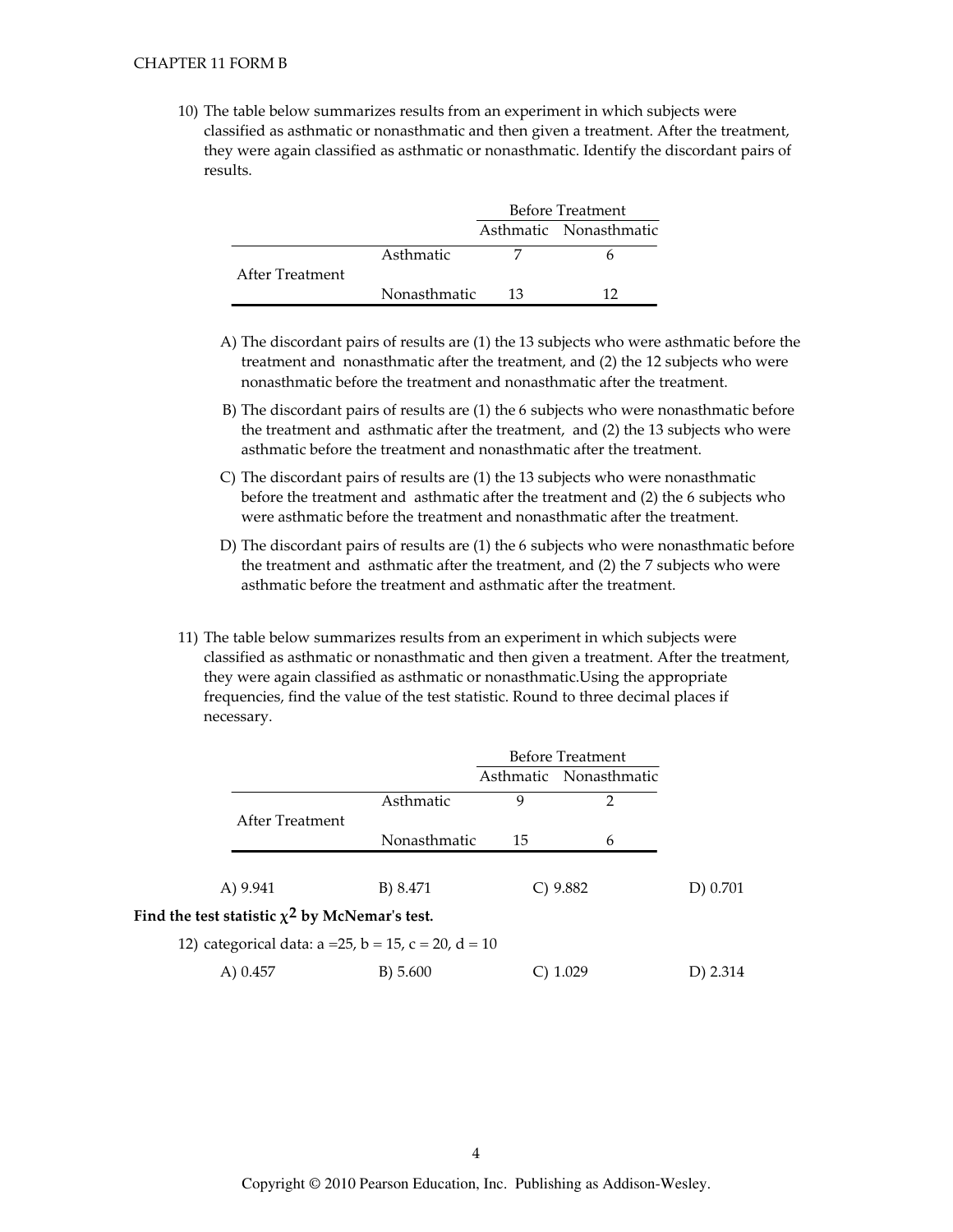10) The table below summarizes results from an experiment in which subjects were classified as asthmatic or nonasthmatic and then given a treatment. After the treatment, they were again classified as asthmatic or nonasthmatic. Identify the discordant pairs of results.

| | | Before Treatment | |
|---|---|---|---|
| | | Asthmatic | Nonasthmatic |
| After Treatment | Asthmatic | 7 | 6 |
| | Nonasthmatic | 13 | 12 |

A) The discordant pairs of results are (1) the 13 subjects who were asthmatic before the treatment and nonasthmatic after the treatment, and (2) the 12 subjects who were nonasthmatic before the treatment and nonasthmatic after the treatment.

B) The discordant pairs of results are (1) the 6 subjects who were nonasthmatic before the treatment and asthmatic after the treatment, and (2) the 13 subjects who were asthmatic before the treatment and nonasthmatic after the treatment.

C) The discordant pairs of results are (1) the 13 subjects who were nonasthmatic before the treatment and asthmatic after the treatment and (2) the 6 subjects who were asthmatic before the treatment and nonasthmatic after the treatment.

D) The discordant pairs of results are (1) the 6 subjects who were nonasthmatic before the treatment and asthmatic after the treatment, and (2) the 7 subjects who were asthmatic before the treatment and asthmatic after the treatment.

11) The table below summarizes results from an experiment in which subjects were classified as asthmatic or nonasthmatic and then given a treatment. After the treatment, they were again classified as asthmatic or nonasthmatic.Using the appropriate frequencies, find the value of the test statistic. Round to three decimal places if necessary.

| | | Before Treatment | |
|---|---|---|---|
| | | Asthmatic | Nonasthmatic |
| After Treatment | Asthmatic | 9 | 2 |
| | Nonasthmatic | 15 | 6 |

A) 9.941 B) 8.471 C) 9.882 D) 0.701

**Find the test statistic $\chi^2$ by McNemar's test.**

12) categorical data: a =25, b = 15, c = 20, d = 10

A) 0.457 B) 5.600 C) 1.029 D) 2.314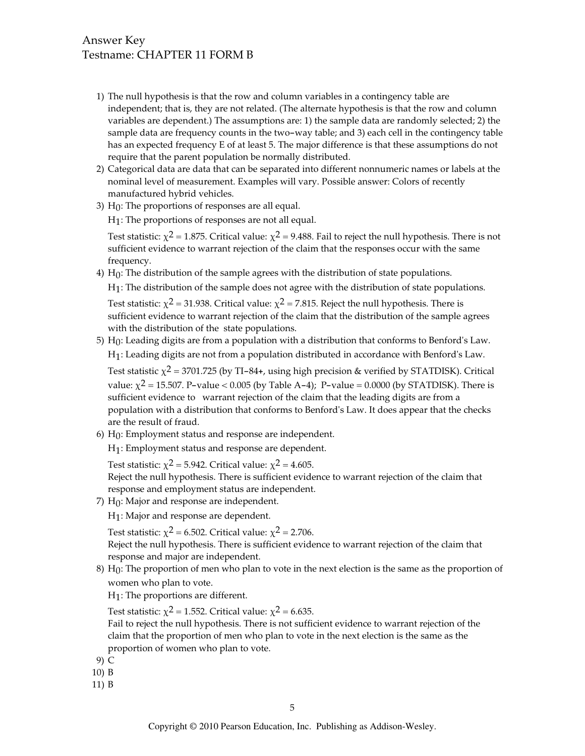Answer Key
Testname: CHAPTER 11 FORM B

1) The null hypothesis is that the row and column variables in a contingency table are independent; that is, they are not related. (The alternate hypothesis is that the row and column variables are dependent.) The assumptions are: 1) the sample data are randomly selected; 2) the sample data are frequency counts in the two–way table; and 3) each cell in the contingency table has an expected frequency E of at least 5. The major difference is that these assumptions do not require that the parent population be normally distributed.
2) Categorical data are data that can be separated into different nonnumeric names or labels at the nominal level of measurement. Examples will vary. Possible answer: Colors of recently manufactured hybrid vehicles.
3) $H_0$: The proportions of responses are all equal.
   $H_1$: The proportions of responses are not all equal.
   
   Test statistic: $\chi^2 = 1.875$. Critical value: $\chi^2 = 9.488$. Fail to reject the null hypothesis. There is not sufficient evidence to warrant rejection of the claim that the responses occur with the same frequency.
4) $H_0$: The distribution of the sample agrees with the distribution of state populations.
   $H_1$: The distribution of the sample does not agree with the distribution of state populations.
   
   Test statistic: $\chi^2 = 31.938$. Critical value: $\chi^2 = 7.815$. Reject the null hypothesis. There is sufficient evidence to warrant rejection of the claim that the distribution of the sample agrees with the distribution of the state populations.
5) $H_0$: Leading digits are from a population with a distribution that conforms to Benford's Law.
   $H_1$: Leading digits are not from a population distributed in accordance with Benford's Law.
   
   Test statistic $\chi^2 = 3701.725$ (by TI–84+, using high precision & verified by STATDISK). Critical value: $\chi^2 = 15.507$. P–value < 0.005 (by Table A–4); P–value = 0.0000 (by STATDISK). There is sufficient evidence to warrant rejection of the claim that the leading digits are from a population with a distribution that conforms to Benford's Law. It does appear that the checks are the result of fraud.
6) $H_0$: Employment status and response are independent.
   $H_1$: Employment status and response are dependent.
   
   Test statistic: $\chi^2 = 5.942$. Critical value: $\chi^2 = 4.605$.
   Reject the null hypothesis. There is sufficient evidence to warrant rejection of the claim that response and employment status are independent.
7) $H_0$: Major and response are independent.
   $H_1$: Major and response are dependent.
   
   Test statistic: $\chi^2 = 6.502$. Critical value: $\chi^2 = 2.706$.
   Reject the null hypothesis. There is sufficient evidence to warrant rejection of the claim that response and major are independent.
8) $H_0$: The proportion of men who plan to vote in the next election is the same as the proportion of women who plan to vote.
   $H_1$: The proportions are different.
   
   Test statistic: $\chi^2 = 1.552$. Critical value: $\chi^2 = 6.635$.
   Fail to reject the null hypothesis. There is not sufficient evidence to warrant rejection of the claim that the proportion of men who plan to vote in the next election is the same as the proportion of women who plan to vote.
9) C
10) B
11) B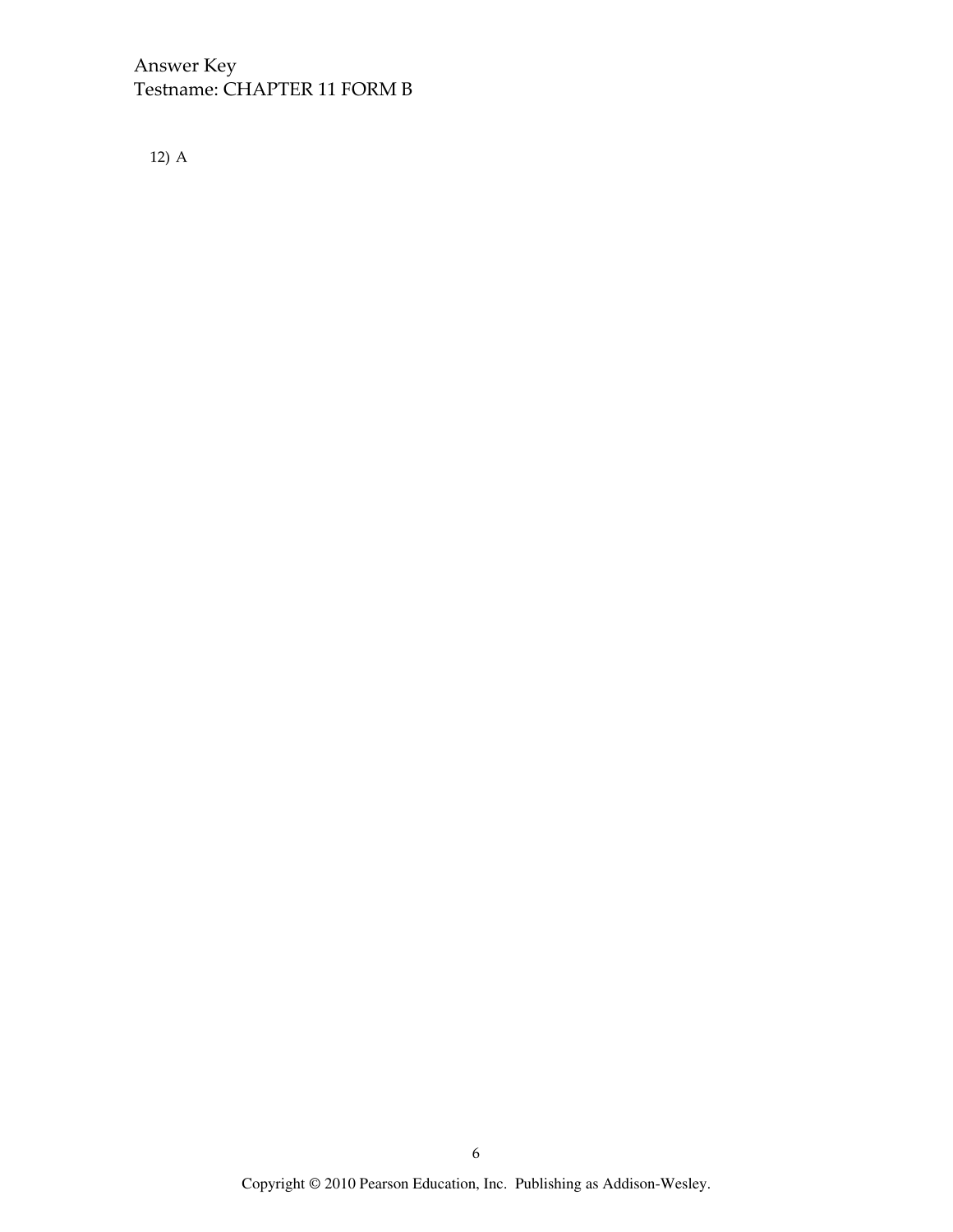12) A